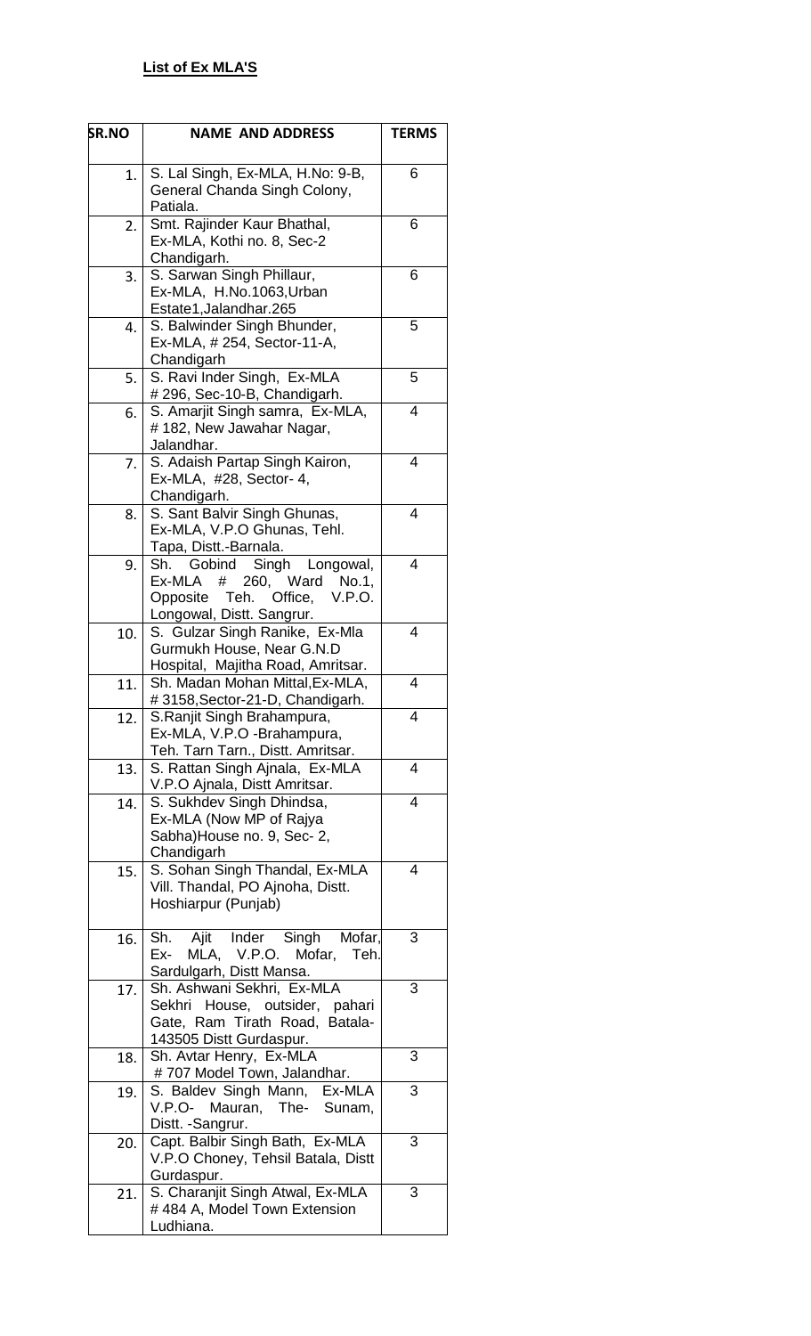**List of Ex MLA'S**

| SR.NO | NAME AND ADDRESS | TERMS |
|---|---|---|
| 1. | S. Lal Singh, Ex-MLA, H.No: 9-B, General Chanda Singh Colony, Patiala. | 6 |
| 2. | Smt. Rajinder Kaur Bhathal, Ex-MLA, Kothi no. 8, Sec-2 Chandigarh. | 6 |
| 3. | S. Sarwan Singh Phillaur, Ex-MLA, H.No.1063,Urban Estate1,Jalandhar.265 | 6 |
| 4. | S. Balwinder Singh Bhunder, Ex-MLA, # 254, Sector-11-A, Chandigarh | 5 |
| 5. | S. Ravi Inder Singh, Ex-MLA # 296, Sec-10-B, Chandigarh. | 5 |
| 6. | S. Amarjit Singh samra, Ex-MLA, # 182, New Jawahar Nagar, Jalandhar. | 4 |
| 7. | S. Adaish Partap Singh Kairon, Ex-MLA, #28, Sector- 4, Chandigarh. | 4 |
| 8. | S. Sant Balvir Singh Ghunas, Ex-MLA, V.P.O Ghunas, Tehl. Tapa, Distt.-Barnala. | 4 |
| 9. | Sh. Gobind Singh Longowal, Ex-MLA # 260, Ward No.1, Opposite Teh. Office, V.P.O. Longowal, Distt. Sangrur. | 4 |
| 10. | S. Gulzar Singh Ranike, Ex-Mla Gurmukh House, Near G.N.D Hospital, Majitha Road, Amritsar. | 4 |
| 11. | Sh. Madan Mohan Mittal,Ex-MLA, # 3158,Sector-21-D, Chandigarh. | 4 |
| 12. | S.Ranjit Singh Brahampura, Ex-MLA, V.P.O -Brahampura, Teh. Tarn Tarn., Distt. Amritsar. | 4 |
| 13. | S. Rattan Singh Ajnala, Ex-MLA V.P.O Ajnala, Distt Amritsar. | 4 |
| 14. | S. Sukhdev Singh Dhindsa, Ex-MLA (Now MP of Rajya Sabha)House no. 9, Sec- 2, Chandigarh | 4 |
| 15. | S. Sohan Singh Thandal, Ex-MLA Vill. Thandal, PO Ajnoha, Distt. Hoshiarpur (Punjab) | 4 |
| 16. | Sh. Ajit Inder Singh Mofar, Ex- MLA, V.P.O. Mofar, Teh. Sardulgarh, Distt Mansa. | 3 |
| 17. | Sh. Ashwani Sekhri, Ex-MLA Sekhri House, outsider, pahari Gate, Ram Tirath Road, Batala-143505 Distt Gurdaspur. | 3 |
| 18. | Sh. Avtar Henry, Ex-MLA # 707 Model Town, Jalandhar. | 3 |
| 19. | S. Baldev Singh Mann, Ex-MLA V.P.O- Mauran, The- Sunam, Distt. -Sangrur. | 3 |
| 20. | Capt. Balbir Singh Bath, Ex-MLA V.P.O Choney, Tehsil Batala, Distt Gurdaspur. | 3 |
| 21. | S. Charanjit Singh Atwal, Ex-MLA # 484 A, Model Town Extension Ludhiana. | 3 |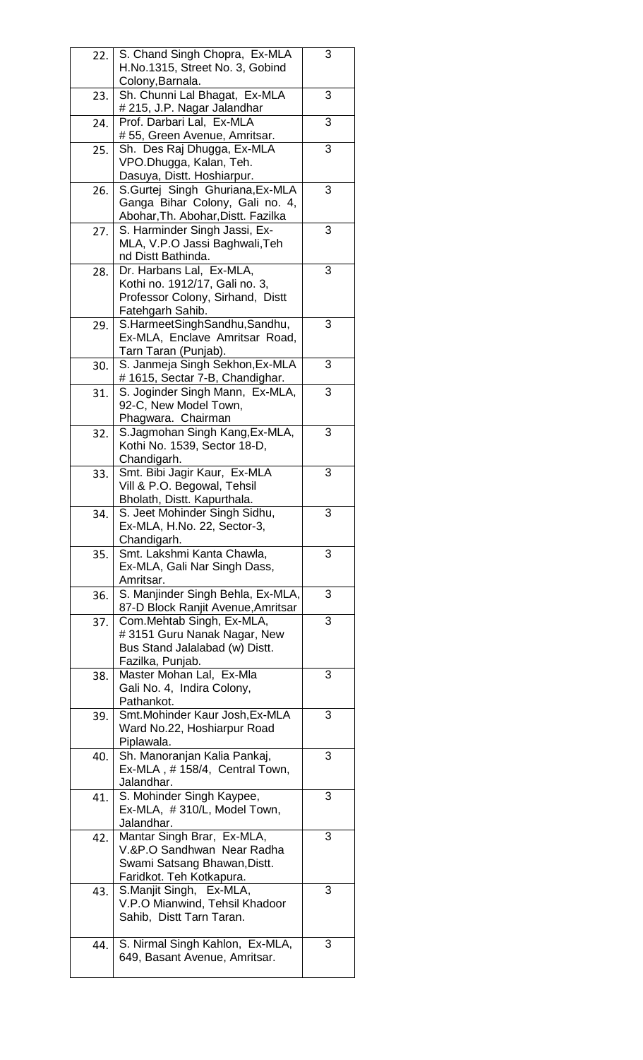| | | |
|---|---|---|
| 22. | S. Chand Singh Chopra, Ex-MLA H.No.1315, Street No. 3, Gobind Colony,Barnala. | 3 |
| 23. | Sh. Chunni Lal Bhagat, Ex-MLA # 215, J.P. Nagar Jalandhar | 3 |
| 24. | Prof. Darbari Lal, Ex-MLA # 55, Green Avenue, Amritsar. | 3 |
| 25. | Sh. Des Raj Dhugga, Ex-MLA VPO.Dhugga, Kalan, Teh. Dasuya, Distt. Hoshiarpur. | 3 |
| 26. | S.Gurtej Singh Ghuriana,Ex-MLA Ganga Bihar Colony, Gali no. 4, Abohar,Th. Abohar,Distt. Fazilka | 3 |
| 27. | S. Harminder Singh Jassi, Ex-MLA, V.P.O Jassi Baghwali,Teh nd Distt Bathinda. | 3 |
| 28. | Dr. Harbans Lal, Ex-MLA, Kothi no. 1912/17, Gali no. 3, Professor Colony, Sirhand, Distt Fatehgarh Sahib. | 3 |
| 29. | S.HarmeetSinghSandhu,Sandhu, Ex-MLA, Enclave Amritsar Road, Tarn Taran (Punjab). | 3 |
| 30. | S. Janmeja Singh Sekhon,Ex-MLA # 1615, Sectar 7-B, Chandighar. | 3 |
| 31. | S. Joginder Singh Mann, Ex-MLA, 92-C, New Model Town, Phagwara. Chairman | 3 |
| 32. | S.Jagmohan Singh Kang,Ex-MLA, Kothi No. 1539, Sector 18-D, Chandigarh. | 3 |
| 33. | Smt. Bibi Jagir Kaur, Ex-MLA Vill & P.O. Begowal, Tehsil Bholath, Distt. Kapurthala. | 3 |
| 34. | S. Jeet Mohinder Singh Sidhu, Ex-MLA, H.No. 22, Sector-3, Chandigarh. | 3 |
| 35. | Smt. Lakshmi Kanta Chawla, Ex-MLA, Gali Nar Singh Dass, Amritsar. | 3 |
| 36. | S. Manjinder Singh Behla, Ex-MLA, 87-D Block Ranjit Avenue,Amritsar | 3 |
| 37. | Com.Mehtab Singh, Ex-MLA, # 3151 Guru Nanak Nagar, New Bus Stand Jalalabad (w) Distt. Fazilka, Punjab. | 3 |
| 38. | Master Mohan Lal, Ex-Mla Gali No. 4, Indira Colony, Pathankot. | 3 |
| 39. | Smt.Mohinder Kaur Josh,Ex-MLA Ward No.22, Hoshiarpur Road Piplawala. | 3 |
| 40. | Sh. Manoranjan Kalia Pankaj, Ex-MLA , # 158/4, Central Town, Jalandhar. | 3 |
| 41. | S. Mohinder Singh Kaypee, Ex-MLA, # 310/L, Model Town, Jalandhar. | 3 |
| 42. | Mantar Singh Brar, Ex-MLA, V.&P.O Sandhwan Near Radha Swami Satsang Bhawan,Distt. Faridkot. Teh Kotkapura. | 3 |
| 43. | S.Manjit Singh, Ex-MLA, V.P.O Mianwind, Tehsil Khadoor Sahib, Distt Tarn Taran. | 3 |
| 44. | S. Nirmal Singh Kahlon, Ex-MLA, 649, Basant Avenue, Amritsar. | 3 |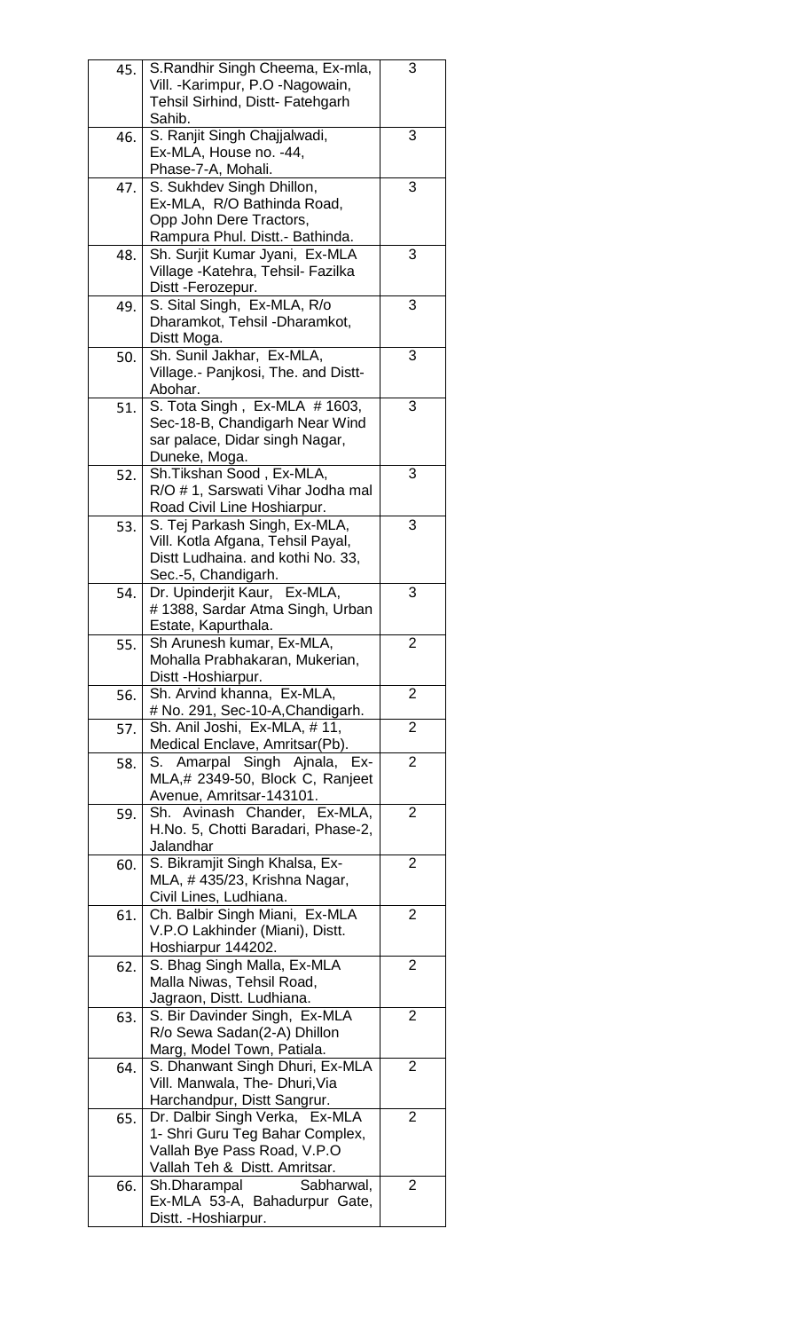| | | |
|---|---|---|
| 45. | S.Randhir Singh Cheema, Ex-mla, Vill. -Karimpur, P.O -Nagowain, Tehsil Sirhind, Distt- Fatehgarh Sahib. | 3 |
| 46. | S. Ranjit Singh Chajjalwadi, Ex-MLA, House no. -44, Phase-7-A, Mohali. | 3 |
| 47. | S. Sukhdev Singh Dhillon, Ex-MLA, R/O Bathinda Road, Opp John Dere Tractors, Rampura Phul. Distt.- Bathinda. | 3 |
| 48. | Sh. Surjit Kumar Jyani, Ex-MLA Village -Katehra, Tehsil- Fazilka Distt -Ferozepur. | 3 |
| 49. | S. Sital Singh, Ex-MLA, R/o Dharamkot, Tehsil -Dharamkot, Distt Moga. | 3 |
| 50. | Sh. Sunil Jakhar, Ex-MLA, Village.- Panjkosi, The. and Distt- Abohar. | 3 |
| 51. | S. Tota Singh , Ex-MLA # 1603, Sec-18-B, Chandigarh Near Wind sar palace, Didar singh Nagar, Duneke, Moga. | 3 |
| 52. | Sh.Tikshan Sood , Ex-MLA, R/O # 1, Sarswati Vihar Jodha mal Road Civil Line Hoshiarpur. | 3 |
| 53. | S. Tej Parkash Singh, Ex-MLA, Vill. Kotla Afgana, Tehsil Payal, Distt Ludhaina. and kothi No. 33, Sec.-5, Chandigarh. | 3 |
| 54. | Dr. Upinderjit Kaur, Ex-MLA, # 1388, Sardar Atma Singh, Urban Estate, Kapurthala. | 3 |
| 55. | Sh Arunesh kumar, Ex-MLA, Mohalla Prabhakaran, Mukerian, Distt -Hoshiarpur. | 2 |
| 56. | Sh. Arvind khanna, Ex-MLA, # No. 291, Sec-10-A,Chandigarh. | 2 |
| 57. | Sh. Anil Joshi, Ex-MLA, # 11, Medical Enclave, Amritsar(Pb). | 2 |
| 58. | S. Amarpal Singh Ajnala, Ex-MLA,# 2349-50, Block C, Ranjeet Avenue, Amritsar-143101. | 2 |
| 59. | Sh. Avinash Chander, Ex-MLA, H.No. 5, Chotti Baradari, Phase-2, Jalandhar | 2 |
| 60. | S. Bikramjit Singh Khalsa, Ex-MLA, # 435/23, Krishna Nagar, Civil Lines, Ludhiana. | 2 |
| 61. | Ch. Balbir Singh Miani, Ex-MLA V.P.O Lakhinder (Miani), Distt. Hoshiarpur 144202. | 2 |
| 62. | S. Bhag Singh Malla, Ex-MLA Malla Niwas, Tehsil Road, Jagraon, Distt. Ludhiana. | 2 |
| 63. | S. Bir Davinder Singh, Ex-MLA R/o Sewa Sadan(2-A) Dhillon Marg, Model Town, Patiala. | 2 |
| 64. | S. Dhanwant Singh Dhuri, Ex-MLA Vill. Manwala, The- Dhuri,Via Harchandpur, Distt Sangrur. | 2 |
| 65. | Dr. Dalbir Singh Verka, Ex-MLA 1- Shri Guru Teg Bahar Complex, Vallah Bye Pass Road, V.P.O Vallah Teh & Distt. Amritsar. | 2 |
| 66. | Sh.Dharampal Sabharwal, Ex-MLA 53-A, Bahadurpur Gate, Distt. -Hoshiarpur. | 2 |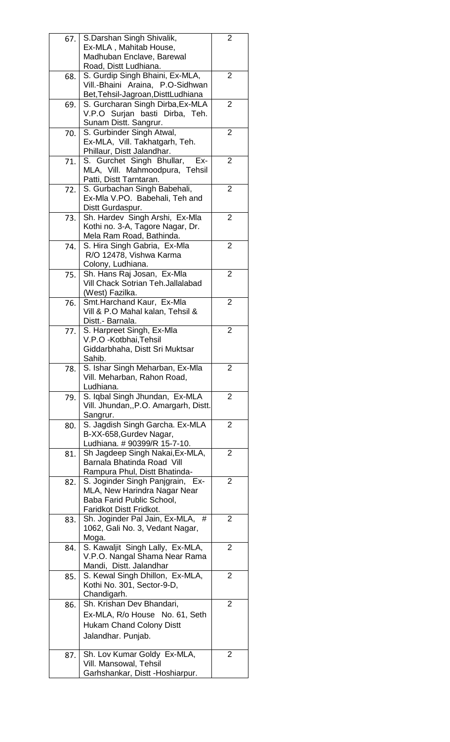| | | |
|---|---|---|
| 67. | S.Darshan Singh Shivalik, Ex-MLA , Mahitab House, Madhuban Enclave, Barewal Road, Distt Ludhiana. | 2 |
| 68. | S. Gurdip Singh Bhaini, Ex-MLA, Vill.-Bhaini Araina, P.O-Sidhwan Bet,Tehsil-Jagroan,DisttLudhiana | 2 |
| 69. | S. Gurcharan Singh Dirba,Ex-MLA V.P.O Surjan basti Dirba, Teh. Sunam Distt. Sangrur. | 2 |
| 70. | S. Gurbinder Singh Atwal, Ex-MLA, Vill. Takhatgarh, Teh. Phillaur, Distt Jalandhar. | 2 |
| 71. | S. Gurchet Singh Bhullar, Ex-MLA, Vill. Mahmoodpura, Tehsil Patti, Distt Tarntaran. | 2 |
| 72. | S. Gurbachan Singh Babehali, Ex-Mla V.PO. Babehali, Teh and Distt Gurdaspur. | 2 |
| 73. | Sh. Hardev Singh Arshi, Ex-Mla Kothi no. 3-A, Tagore Nagar, Dr. Mela Ram Road, Bathinda. | 2 |
| 74. | S. Hira Singh Gabria, Ex-Mla R/O 12478, Vishwa Karma Colony, Ludhiana. | 2 |
| 75. | Sh. Hans Raj Josan, Ex-Mla Vill Chack Sotrian Teh.Jallalabad (West) Fazilka. | 2 |
| 76. | Smt.Harchand Kaur, Ex-Mla Vill & P.O Mahal kalan, Tehsil & Distt.- Barnala. | 2 |
| 77. | S. Harpreet Singh, Ex-Mla V.P.O -Kotbhai,Tehsil Giddarbhaha, Distt Sri Muktsar Sahib. | 2 |
| 78. | S. Ishar Singh Meharban, Ex-Mla Vill. Meharban, Rahon Road, Ludhiana. | 2 |
| 79. | S. Iqbal Singh Jhundan, Ex-MLA Vill. Jhundan,,P.O. Amargarh, Distt. Sangrur. | 2 |
| 80. | S. Jagdish Singh Garcha. Ex-MLA B-XX-658,Gurdev Nagar, Ludhiana. # 90399/R 15-7-10. | 2 |
| 81. | Sh Jagdeep Singh Nakai,Ex-MLA, Barnala Bhatinda Road Vill Rampura Phul, Distt Bhatinda- | 2 |
| 82. | S. Joginder Singh Panjgrain, Ex-MLA, New Harindra Nagar Near Baba Farid Public School, Faridkot Distt Fridkot. | 2 |
| 83. | Sh. Joginder Pal Jain, Ex-MLA, # 1062, Gali No. 3, Vedant Nagar, Moga. | 2 |
| 84. | S. Kawaljit Singh Lally, Ex-MLA, V.P.O. Nangal Shama Near Rama Mandi, Distt. Jalandhar | 2 |
| 85. | S. Kewal Singh Dhillon, Ex-MLA, Kothi No. 301, Sector-9-D, Chandigarh. | 2 |
| 86. | Sh. Krishan Dev Bhandari, Ex-MLA, R/o House No. 61, Seth Hukam Chand Colony Distt Jalandhar. Punjab. | 2 |
| 87. | Sh. Lov Kumar Goldy Ex-MLA, Vill. Mansowal, Tehsil Garhshankar, Distt -Hoshiarpur. | 2 |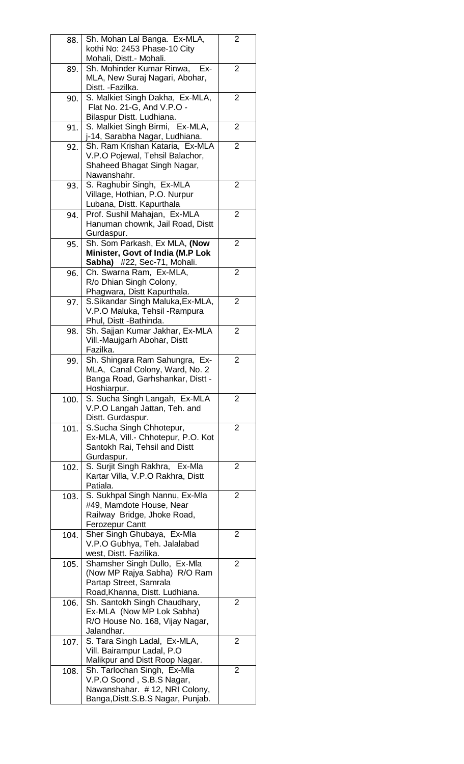| | | |
|---|---|---|
| 88. | Sh. Mohan Lal Banga. Ex-MLA, kothi No: 2453 Phase-10 City Mohali, Distt.- Mohali. | 2 |
| 89. | Sh. Mohinder Kumar Rinwa, Ex-MLA, New Suraj Nagari, Abohar, Distt. -Fazilka. | 2 |
| 90. | S. Malkiet Singh Dakha, Ex-MLA, Flat No. 21-G, And V.P.O - Bilaspur Distt. Ludhiana. | 2 |
| 91. | S. Malkiet Singh Birmi, Ex-MLA, j-14, Sarabha Nagar, Ludhiana. | 2 |
| 92. | Sh. Ram Krishan Kataria, Ex-MLA V.P.O Pojewal, Tehsil Balachor, Shaheed Bhagat Singh Nagar, Nawanshahr. | 2 |
| 93. | S. Raghubir Singh, Ex-MLA Village, Hothian, P.O. Nurpur Lubana, Distt. Kapurthala | 2 |
| 94. | Prof. Sushil Mahajan, Ex-MLA Hanuman chownk, Jail Road, Distt Gurdaspur. | 2 |
| 95. | Sh. Som Parkash, Ex MLA, **(Now Minister, Govt of India (M.P Lok Sabha)** #22, Sec-71, Mohali. | 2 |
| 96. | Ch. Swarna Ram, Ex-MLA, R/o Dhian Singh Colony, Phagwara, Distt Kapurthala. | 2 |
| 97. | S.Sikandar Singh Maluka,Ex-MLA, V.P.O Maluka, Tehsil -Rampura Phul, Distt -Bathinda. | 2 |
| 98. | Sh. Sajjan Kumar Jakhar, Ex-MLA Vill.-Maujgarh Abohar, Distt Fazilka. | 2 |
| 99. | Sh. Shingara Ram Sahungra, Ex-MLA, Canal Colony, Ward, No. 2 Banga Road, Garhshankar, Distt - Hoshiarpur. | 2 |
| 100. | S. Sucha Singh Langah, Ex-MLA V.P.O Langah Jattan, Teh. and Distt. Gurdaspur. | 2 |
| 101. | S.Sucha Singh Chhotepur, Ex-MLA, Vill.- Chhotepur, P.O. Kot Santokh Rai, Tehsil and Distt Gurdaspur. | 2 |
| 102. | S. Surjit Singh Rakhra, Ex-Mla Kartar Villa, V.P.O Rakhra, Distt Patiala. | 2 |
| 103. | S. Sukhpal Singh Nannu, Ex-Mla #49, Mamdote House, Near Railway Bridge, Jhoke Road, Ferozepur Cantt | 2 |
| 104. | Sher Singh Ghubaya, Ex-Mla V.P.O Gubhya, Teh. Jalalabad west, Distt. Fazilika. | 2 |
| 105. | Shamsher Singh Dullo, Ex-Mla (Now MP Rajya Sabha) R/O Ram Partap Street, Samrala Road,Khanna, Distt. Ludhiana. | 2 |
| 106. | Sh. Santokh Singh Chaudhary, Ex-MLA (Now MP Lok Sabha) R/O House No. 168, Vijay Nagar, Jalandhar. | 2 |
| 107. | S. Tara Singh Ladal, Ex-MLA, Vill. Bairampur Ladal, P.O Malikpur and Distt Roop Nagar. | 2 |
| 108. | Sh. Tarlochan Singh, Ex-Mla V.P.O Soond , S.B.S Nagar, Nawanshahar. # 12, NRI Colony, Banga,Distt.S.B.S Nagar, Punjab. | 2 |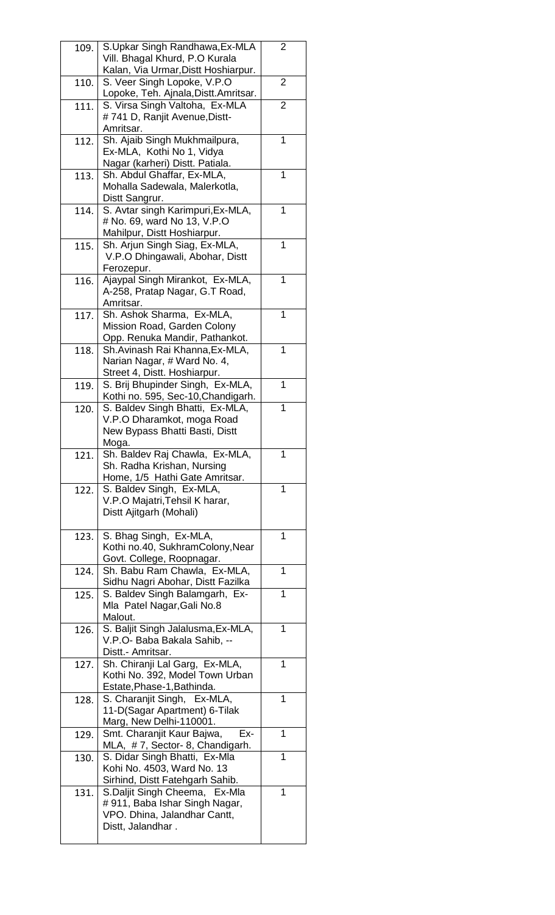| | | |
|---|---|---|
| 109. | S.Upkar Singh Randhawa,Ex-MLA Vill. Bhagal Khurd, P.O Kurala Kalan, Via Urmar,Distt Hoshiarpur. | 2 |
| 110. | S. Veer Singh Lopoke, V.P.O Lopoke, Teh. Ajnala,Distt.Amritsar. | 2 |
| 111. | S. Virsa Singh Valtoha, Ex-MLA # 741 D, Ranjit Avenue,Distt-Amritsar. | 2 |
| 112. | Sh. Ajaib Singh Mukhmailpura, Ex-MLA, Kothi No 1, Vidya Nagar (karheri) Distt. Patiala. | 1 |
| 113. | Sh. Abdul Ghaffar, Ex-MLA, Mohalla Sadewala, Malerkotla, Distt Sangrur. | 1 |
| 114. | S. Avtar singh Karimpuri,Ex-MLA, # No. 69, ward No 13, V.P.O Mahilpur, Distt Hoshiarpur. | 1 |
| 115. | Sh. Arjun Singh Siag, Ex-MLA, V.P.O Dhingawali, Abohar, Distt Ferozepur. | 1 |
| 116. | Ajaypal Singh Mirankot, Ex-MLA, A-258, Pratap Nagar, G.T Road, Amritsar. | 1 |
| 117. | Sh. Ashok Sharma, Ex-MLA, Mission Road, Garden Colony Opp. Renuka Mandir, Pathankot. | 1 |
| 118. | Sh.Avinash Rai Khanna,Ex-MLA, Narian Nagar, # Ward No. 4, Street 4, Distt. Hoshiarpur. | 1 |
| 119. | S. Brij Bhupinder Singh, Ex-MLA, Kothi no. 595, Sec-10,Chandigarh. | 1 |
| 120. | S. Baldev Singh Bhatti, Ex-MLA, V.P.O Dharamkot, moga Road New Bypass Bhatti Basti, Distt Moga. | 1 |
| 121. | Sh. Baldev Raj Chawla, Ex-MLA, Sh. Radha Krishan, Nursing Home, 1/5 Hathi Gate Amritsar. | 1 |
| 122. | S. Baldev Singh, Ex-MLA, V.P.O Majatri,Tehsil K harar, Distt Ajitgarh (Mohali) | 1 |
| 123. | S. Bhag Singh, Ex-MLA, Kothi no.40, SukhramColony,Near Govt. College, Roopnagar. | 1 |
| 124. | Sh. Babu Ram Chawla, Ex-MLA, Sidhu Nagri Abohar, Distt Fazilka | 1 |
| 125. | S. Baldev Singh Balamgarh, Ex-Mla Patel Nagar,Gali No.8 Malout. | 1 |
| 126. | S. Baljit Singh Jalalusma,Ex-MLA, V.P.O- Baba Bakala Sahib, -- Distt.- Amritsar. | 1 |
| 127. | Sh. Chiranji Lal Garg, Ex-MLA, Kothi No. 392, Model Town Urban Estate,Phase-1,Bathinda. | 1 |
| 128. | S. Charanjit Singh, Ex-MLA, 11-D(Sagar Apartment) 6-Tilak Marg, New Delhi-110001. | 1 |
| 129. | Smt. Charanjit Kaur Bajwa, Ex-MLA, # 7, Sector- 8, Chandigarh. | 1 |
| 130. | S. Didar Singh Bhatti, Ex-Mla Kohi No. 4503, Ward No. 13 Sirhind, Distt Fatehgarh Sahib. | 1 |
| 131. | S.Daljit Singh Cheema, Ex-Mla # 911, Baba Ishar Singh Nagar, VPO. Dhina, Jalandhar Cantt, Distt, Jalandhar . | 1 |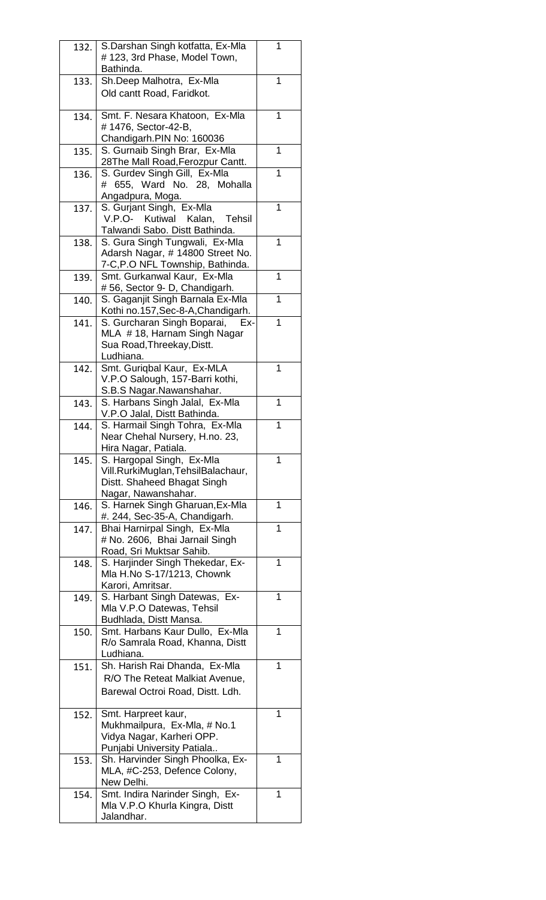| | | |
|---|---|---|
| 132. | S.Darshan Singh kotfatta, Ex-Mla # 123, 3rd Phase, Model Town, Bathinda. | 1 |
| 133. | Sh.Deep Malhotra, Ex-Mla Old cantt Road, Faridkot. | 1 |
| 134. | Smt. F. Nesara Khatoon, Ex-Mla # 1476, Sector-42-B, Chandigarh.PIN No: 160036 | 1 |
| 135. | S. Gurnaib Singh Brar, Ex-Mla 28The Mall Road,Ferozpur Cantt. | 1 |
| 136. | S. Gurdev Singh Gill, Ex-Mla # 655, Ward No. 28, Mohalla Angadpura, Moga. | 1 |
| 137. | S. Gurjant Singh, Ex-Mla V.P.O- Kutiwal Kalan, Tehsil Talwandi Sabo. Distt Bathinda. | 1 |
| 138. | S. Gura Singh Tungwali, Ex-Mla Adarsh Nagar, # 14800 Street No. 7-C,P.O NFL Township, Bathinda. | 1 |
| 139. | Smt. Gurkanwal Kaur, Ex-Mla # 56, Sector 9- D, Chandigarh. | 1 |
| 140. | S. Gaganjit Singh Barnala Ex-Mla Kothi no.157,Sec-8-A,Chandigarh. | 1 |
| 141. | S. Gurcharan Singh Boparai, Ex-MLA # 18, Harnam Singh Nagar Sua Road,Threekay,Distt. Ludhiana. | 1 |
| 142. | Smt. Guriqbal Kaur, Ex-MLA V.P.O Salough, 157-Barri kothi, S.B.S Nagar.Nawanshahar. | 1 |
| 143. | S. Harbans Singh Jalal, Ex-Mla V.P.O Jalal, Distt Bathinda. | 1 |
| 144. | S. Harmail Singh Tohra, Ex-Mla Near Chehal Nursery, H.no. 23, Hira Nagar, Patiala. | 1 |
| 145. | S. Hargopal Singh, Ex-Mla Vill.RurkiMuglan,TehsilBalachaur, Distt. Shaheed Bhagat Singh Nagar, Nawanshahar. | 1 |
| 146. | S. Harnek Singh Gharuan,Ex-Mla #. 244, Sec-35-A, Chandigarh. | 1 |
| 147. | Bhai Harnirpal Singh, Ex-Mla # No. 2606, Bhai Jarnail Singh Road, Sri Muktsar Sahib. | 1 |
| 148. | S. Harjinder Singh Thekedar, Ex-Mla H.No S-17/1213, Chownk Karori, Amritsar. | 1 |
| 149. | S. Harbant Singh Datewas, Ex-Mla V.P.O Datewas, Tehsil Budhlada, Distt Mansa. | 1 |
| 150. | Smt. Harbans Kaur Dullo, Ex-Mla R/o Samrala Road, Khanna, Distt Ludhiana. | 1 |
| 151. | Sh. Harish Rai Dhanda, Ex-Mla R/O The Reteat Malkiat Avenue, Barewal Octroi Road, Distt. Ldh. | 1 |
| 152. | Smt. Harpreet kaur, Mukhmailpura, Ex-Mla, # No.1 Vidya Nagar, Karheri OPP. Punjabi University Patiala.. | 1 |
| 153. | Sh. Harvinder Singh Phoolka, Ex-MLA, #C-253, Defence Colony, New Delhi. | 1 |
| 154. | Smt. Indira Narinder Singh, Ex-Mla V.P.O Khurla Kingra, Distt Jalandhar. | 1 |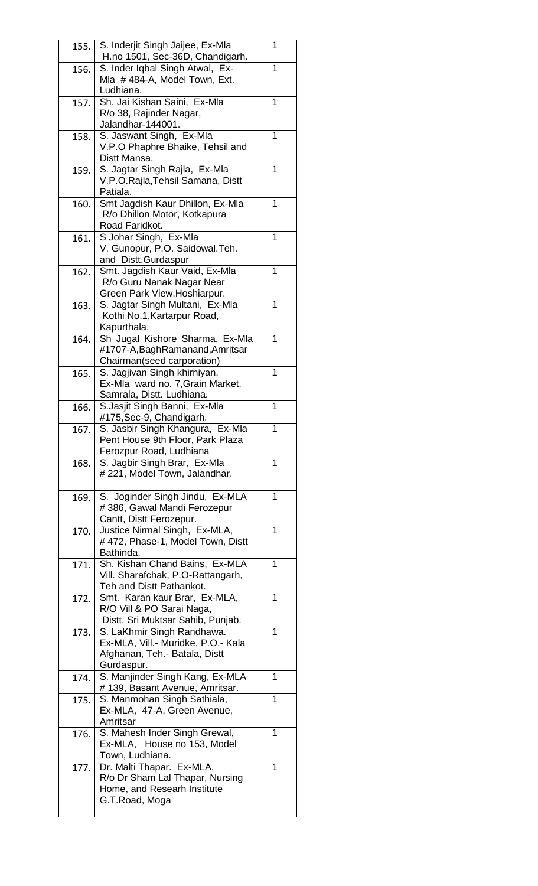| | | |
|---|---|---|
| 155. | S. Inderjit Singh Jaijee, Ex-Mla H.no 1501, Sec-36D, Chandigarh. | 1 |
| 156. | S. Inder Iqbal Singh Atwal, Ex-Mla # 484-A, Model Town, Ext. Ludhiana. | 1 |
| 157. | Sh. Jai Kishan Saini, Ex-Mla R/o 38, Rajinder Nagar, Jalandhar-144001. | 1 |
| 158. | S. Jaswant Singh, Ex-Mla V.P.O Phaphre Bhaike, Tehsil and Distt Mansa. | 1 |
| 159. | S. Jagtar Singh Rajla, Ex-Mla V.P.O.Rajla,Tehsil Samana, Distt Patiala. | 1 |
| 160. | Smt Jagdish Kaur Dhillon, Ex-Mla R/o Dhillon Motor, Kotkapura Road Faridkot. | 1 |
| 161. | S Johar Singh, Ex-Mla V. Gunopur, P.O. Saidowal.Teh. and Distt.Gurdaspur | 1 |
| 162. | Smt. Jagdish Kaur Vaid, Ex-Mla R/o Guru Nanak Nagar Near Green Park View,Hoshiarpur. | 1 |
| 163. | S. Jagtar Singh Multani, Ex-Mla Kothi No.1,Kartarpur Road, Kapurthala. | 1 |
| 164. | Sh Jugal Kishore Sharma, Ex-Mla #1707-A,BaghRamanand,Amritsar Chairman(seed carporation) | 1 |
| 165. | S. Jagjivan Singh khirniyan, Ex-Mla ward no. 7,Grain Market, Samrala, Distt. Ludhiana. | 1 |
| 166. | S.Jasjit Singh Banni, Ex-Mla #175,Sec-9, Chandigarh. | 1 |
| 167. | S. Jasbir Singh Khangura, Ex-Mla Pent House 9th Floor, Park Plaza Ferozpur Road, Ludhiana | 1 |
| 168. | S. Jagbir Singh Brar, Ex-Mla # 221, Model Town, Jalandhar. | 1 |
| 169. | S. Joginder Singh Jindu, Ex-MLA # 386, Gawal Mandi Ferozepur Cantt, Distt Ferozepur. | 1 |
| 170. | Justice Nirmal Singh, Ex-MLA, # 472, Phase-1, Model Town, Distt Bathinda. | 1 |
| 171. | Sh. Kishan Chand Bains, Ex-MLA Vill. Sharafchak, P.O-Rattangarh, Teh and Distt Pathankot. | 1 |
| 172. | Smt. Karan kaur Brar, Ex-MLA, R/O Vill & PO Sarai Naga, Distt. Sri Muktsar Sahib, Punjab. | 1 |
| 173. | S. LaKhmir Singh Randhawa. Ex-MLA, Vill.- Muridke, P.O.- Kala Afghanan, Teh.- Batala, Distt Gurdaspur. | 1 |
| 174. | S. Manjinder Singh Kang, Ex-MLA # 139, Basant Avenue, Amritsar. | 1 |
| 175. | S. Manmohan Singh Sathiala, Ex-MLA, 47-A, Green Avenue, Amritsar | 1 |
| 176. | S. Mahesh Inder Singh Grewal, Ex-MLA, House no 153, Model Town, Ludhiana. | 1 |
| 177. | Dr. Malti Thapar. Ex-MLA, R/o Dr Sham Lal Thapar, Nursing Home, and Researh Institute G.T.Road, Moga | 1 |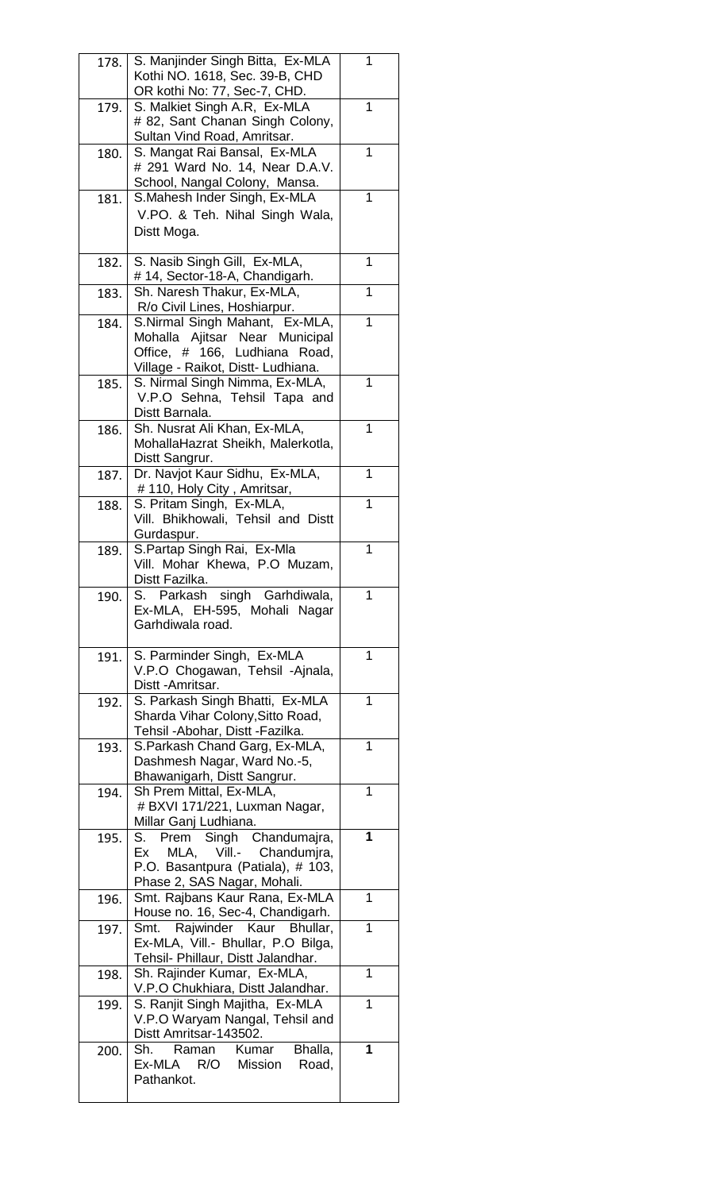| | | |
|---|---|---|
| 178. | S. Manjinder Singh Bitta, Ex-MLA Kothi NO. 1618, Sec. 39-B, CHD OR kothi No: 77, Sec-7, CHD. | 1 |
| 179. | S. Malkiet Singh A.R, Ex-MLA # 82, Sant Chanan Singh Colony, Sultan Vind Road, Amritsar. | 1 |
| 180. | S. Mangat Rai Bansal, Ex-MLA # 291 Ward No. 14, Near D.A.V. School, Nangal Colony, Mansa. | 1 |
| 181. | S.Mahesh Inder Singh, Ex-MLA V.PO. & Teh. Nihal Singh Wala, Distt Moga. | 1 |
| 182. | S. Nasib Singh Gill, Ex-MLA, # 14, Sector-18-A, Chandigarh. | 1 |
| 183. | Sh. Naresh Thakur, Ex-MLA, R/o Civil Lines, Hoshiarpur. | 1 |
| 184. | S.Nirmal Singh Mahant, Ex-MLA, Mohalla Ajitsar Near Municipal Office, # 166, Ludhiana Road, Village - Raikot, Distt- Ludhiana. | 1 |
| 185. | S. Nirmal Singh Nimma, Ex-MLA, V.P.O Sehna, Tehsil Tapa and Distt Barnala. | 1 |
| 186. | Sh. Nusrat Ali Khan, Ex-MLA, MohallaHazrat Sheikh, Malerkotla, Distt Sangrur. | 1 |
| 187. | Dr. Navjot Kaur Sidhu, Ex-MLA, # 110, Holy City , Amritsar, | 1 |
| 188. | S. Pritam Singh, Ex-MLA, Vill. Bhikhowali, Tehsil and Distt Gurdaspur. | 1 |
| 189. | S.Partap Singh Rai, Ex-Mla Vill. Mohar Khewa, P.O Muzam, Distt Fazilka. | 1 |
| 190. | S. Parkash singh Garhdiwala, Ex-MLA, EH-595, Mohali Nagar Garhdiwala road. | 1 |
| 191. | S. Parminder Singh, Ex-MLA V.P.O Chogawan, Tehsil -Ajnala, Distt -Amritsar. | 1 |
| 192. | S. Parkash Singh Bhatti, Ex-MLA Sharda Vihar Colony,Sitto Road, Tehsil -Abohar, Distt -Fazilka. | 1 |
| 193. | S.Parkash Chand Garg, Ex-MLA, Dashmesh Nagar, Ward No.-5, Bhawanigarh, Distt Sangrur. | 1 |
| 194. | Sh Prem Mittal, Ex-MLA, # BXVI 171/221, Luxman Nagar, Millar Ganj Ludhiana. | 1 |
| 195. | S. Prem Singh Chandumajra, Ex MLA, Vill.- Chandumjra, P.O. Basantpura (Patiala), # 103, Phase 2, SAS Nagar, Mohali. | **1** |
| 196. | Smt. Rajbans Kaur Rana, Ex-MLA House no. 16, Sec-4, Chandigarh. | 1 |
| 197. | Smt. Rajwinder Kaur Bhullar, Ex-MLA, Vill.- Bhullar, P.O Bilga, Tehsil- Phillaur, Distt Jalandhar. | 1 |
| 198. | Sh. Rajinder Kumar, Ex-MLA, V.P.O Chukhiara, Distt Jalandhar. | 1 |
| 199. | S. Ranjit Singh Majitha, Ex-MLA V.P.O Waryam Nangal, Tehsil and Distt Amritsar-143502. | 1 |
| 200. | Sh. Raman Kumar Bhalla, Ex-MLA R/O Mission Road, Pathankot. | **1** |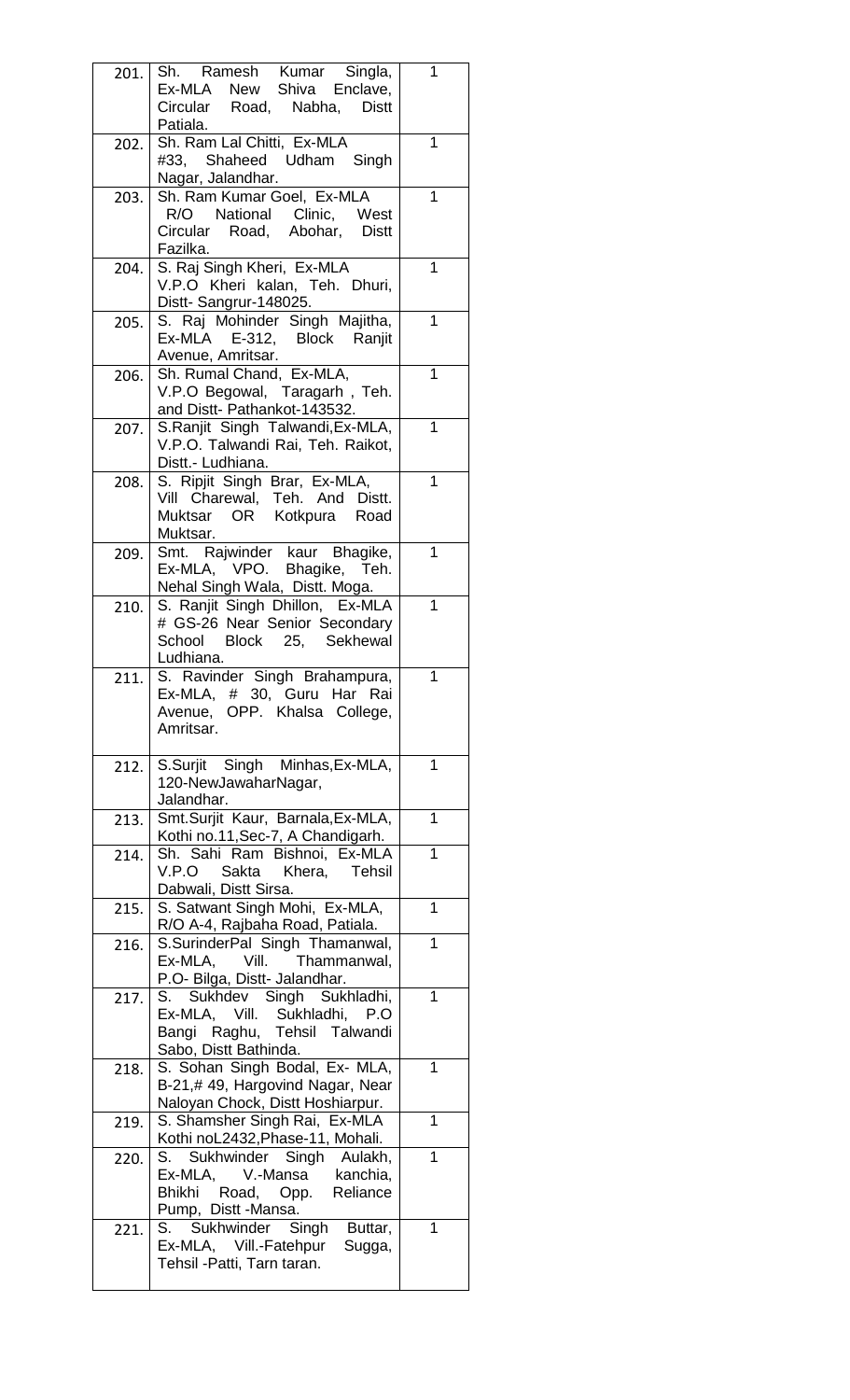| | | |
|---|---|---|
| 201. | Sh. Ramesh Kumar Singla, Ex-MLA New Shiva Enclave, Circular Road, Nabha, Distt Patiala. | 1 |
| 202. | Sh. Ram Lal Chitti, Ex-MLA #33, Shaheed Udham Singh Nagar, Jalandhar. | 1 |
| 203. | Sh. Ram Kumar Goel, Ex-MLA R/O National Clinic, West Circular Road, Abohar, Distt Fazilka. | 1 |
| 204. | S. Raj Singh Kheri, Ex-MLA V.P.O Kheri kalan, Teh. Dhuri, Distt- Sangrur-148025. | 1 |
| 205. | S. Raj Mohinder Singh Majitha, Ex-MLA E-312, Block Ranjit Avenue, Amritsar. | 1 |
| 206. | Sh. Rumal Chand, Ex-MLA, V.P.O Begowal, Taragarh , Teh. and Distt- Pathankot-143532. | 1 |
| 207. | S.Ranjit Singh Talwandi,Ex-MLA, V.P.O. Talwandi Rai, Teh. Raikot, Distt.- Ludhiana. | 1 |
| 208. | S. Ripjit Singh Brar, Ex-MLA, Vill Charewal, Teh. And Distt. Muktsar OR Kotkpura Road Muktsar. | 1 |
| 209. | Smt. Rajwinder kaur Bhagike, Ex-MLA, VPO. Bhagike, Teh. Nehal Singh Wala, Distt. Moga. | 1 |
| 210. | S. Ranjit Singh Dhillon, Ex-MLA # GS-26 Near Senior Secondary School Block 25, Sekhewal Ludhiana. | 1 |
| 211. | S. Ravinder Singh Brahampura, Ex-MLA, # 30, Guru Har Rai Avenue, OPP. Khalsa College, Amritsar. | 1 |
| 212. | S.Surjit Singh Minhas,Ex-MLA, 120-NewJawaharNagar, Jalandhar. | 1 |
| 213. | Smt.Surjit Kaur, Barnala,Ex-MLA, Kothi no.11,Sec-7, A Chandigarh. | 1 |
| 214. | Sh. Sahi Ram Bishnoi, Ex-MLA V.P.O Sakta Khera, Tehsil Dabwali, Distt Sirsa. | 1 |
| 215. | S. Satwant Singh Mohi, Ex-MLA, R/O A-4, Rajbaha Road, Patiala. | 1 |
| 216. | S.SurinderPal Singh Thamanwal, Ex-MLA, Vill. Thammanwal, P.O- Bilga, Distt- Jalandhar. | 1 |
| 217. | S. Sukhdev Singh Sukhladhi, Ex-MLA, Vill. Sukhladhi, P.O Bangi Raghu, Tehsil Talwandi Sabo, Distt Bathinda. | 1 |
| 218. | S. Sohan Singh Bodal, Ex- MLA, B-21,# 49, Hargovind Nagar, Near Naloyan Chock, Distt Hoshiarpur. | 1 |
| 219. | S. Shamsher Singh Rai, Ex-MLA Kothi noL2432,Phase-11, Mohali. | 1 |
| 220. | S. Sukhwinder Singh Aulakh, Ex-MLA, V.-Mansa kanchia, Bhikhi Road, Opp. Reliance Pump, Distt -Mansa. | 1 |
| 221. | S. Sukhwinder Singh Buttar, Ex-MLA, Vill.-Fatehpur Sugga, Tehsil -Patti, Tarn taran. | 1 |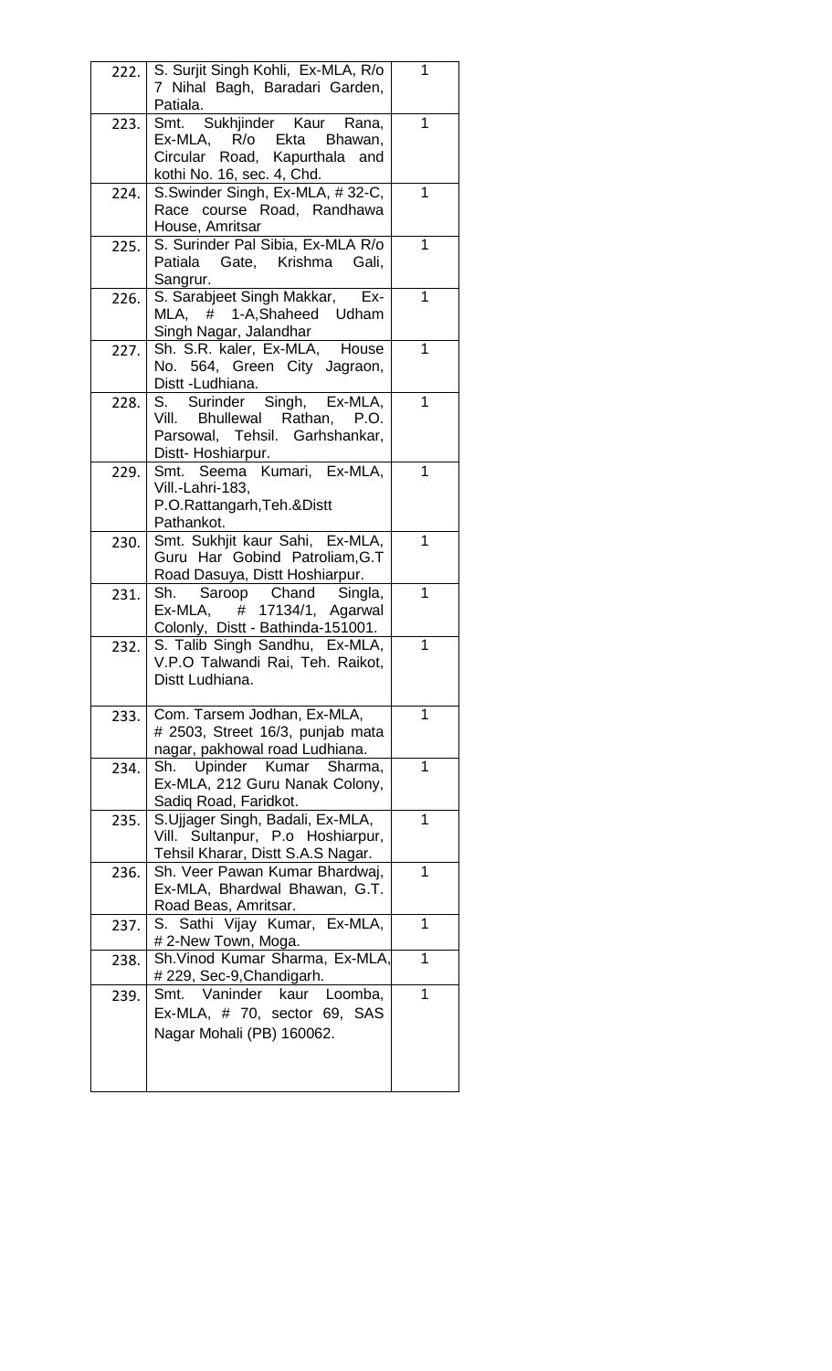| | | |
|---|---|---|
| 222. | S. Surjit Singh Kohli, Ex-MLA, R/o 7 Nihal Bagh, Baradari Garden, Patiala. | 1 |
| 223. | Smt. Sukhjinder Kaur Rana, Ex-MLA, R/o Ekta Bhawan, Circular Road, Kapurthala and kothi No. 16, sec. 4, Chd. | 1 |
| 224. | S.Swinder Singh, Ex-MLA, # 32-C, Race course Road, Randhawa House, Amritsar | 1 |
| 225. | S. Surinder Pal Sibia, Ex-MLA R/o Patiala Gate, Krishma Gali, Sangrur. | 1 |
| 226. | S. Sarabjeet Singh Makkar, Ex-MLA, # 1-A,Shaheed Udham Singh Nagar, Jalandhar | 1 |
| 227. | Sh. S.R. kaler, Ex-MLA, House No. 564, Green City Jagraon, Distt -Ludhiana. | 1 |
| 228. | S. Surinder Singh, Ex-MLA, Vill. Bhullewal Rathan, P.O. Parsowal, Tehsil. Garhshankar, Distt- Hoshiarpur. | 1 |
| 229. | Smt. Seema Kumari, Ex-MLA, Vill.-Lahri-183, P.O.Rattangarh,Teh.&Distt Pathankot. | 1 |
| 230. | Smt. Sukhjit kaur Sahi, Ex-MLA, Guru Har Gobind Patroliam,G.T Road Dasuya, Distt Hoshiarpur. | 1 |
| 231. | Sh. Saroop Chand Singla, Ex-MLA, # 17134/1, Agarwal Colonly, Distt - Bathinda-151001. | 1 |
| 232. | S. Talib Singh Sandhu, Ex-MLA, V.P.O Talwandi Rai, Teh. Raikot, Distt Ludhiana. | 1 |
| 233. | Com. Tarsem Jodhan, Ex-MLA, # 2503, Street 16/3, punjab mata nagar, pakhowal road Ludhiana. | 1 |
| 234. | Sh. Upinder Kumar Sharma, Ex-MLA, 212 Guru Nanak Colony, Sadiq Road, Faridkot. | 1 |
| 235. | S.Ujjager Singh, Badali, Ex-MLA, Vill. Sultanpur, P.o Hoshiarpur, Tehsil Kharar, Distt S.A.S Nagar. | 1 |
| 236. | Sh. Veer Pawan Kumar Bhardwaj, Ex-MLA, Bhardwal Bhawan, G.T. Road Beas, Amritsar. | 1 |
| 237. | S. Sathi Vijay Kumar, Ex-MLA, # 2-New Town, Moga. | 1 |
| 238. | Sh.Vinod Kumar Sharma, Ex-MLA, # 229, Sec-9,Chandigarh. | 1 |
| 239. | Smt. Vaninder kaur Loomba, Ex-MLA, # 70, sector 69, SAS Nagar Mohali (PB) 160062. | 1 |